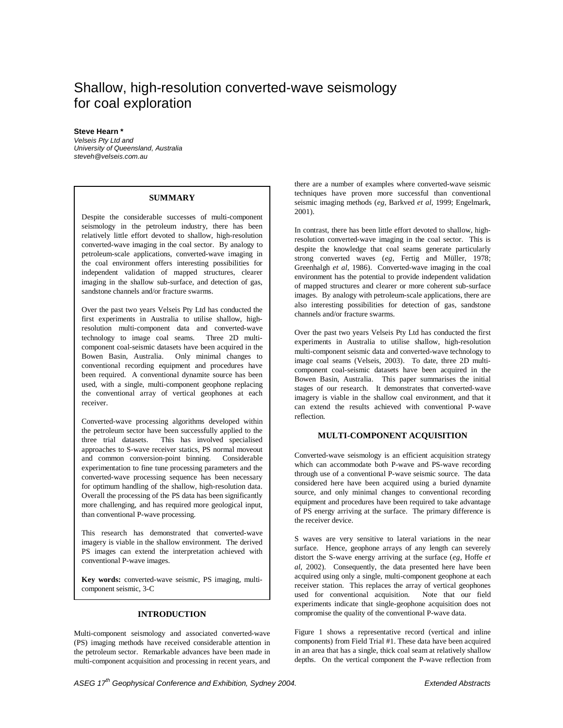# Shallow, high-resolution converted-wave seismology for coal exploration

**Steve Hearn \***
*Velseis Pty Ltd and*
*University of Queensland, Australia*
*steveh@velseis.com.au*

## SUMMARY

Despite the considerable successes of multi-component seismology in the petroleum industry, there has been relatively little effort devoted to shallow, high-resolution converted-wave imaging in the coal sector. By analogy to petroleum-scale applications, converted-wave imaging in the coal environment offers interesting possibilities for independent validation of mapped structures, clearer imaging in the shallow sub-surface, and detection of gas, sandstone channels and/or fracture swarms.

Over the past two years Velseis Pty Ltd has conducted the first experiments in Australia to utilise shallow, high-resolution multi-component data and converted-wave technology to image coal seams. Three 2D multi-component coal-seismic datasets have been acquired in the Bowen Basin, Australia. Only minimal changes to conventional recording equipment and procedures have been required. A conventional dynamite source has been used, with a single, multi-component geophone replacing the conventional array of vertical geophones at each receiver.

Converted-wave processing algorithms developed within the petroleum sector have been successfully applied to the three trial datasets. This has involved specialised approaches to S-wave receiver statics, PS normal moveout and common conversion-point binning. Considerable experimentation to fine tune processing parameters and the converted-wave processing sequence has been necessary for optimum handling of the shallow, high-resolution data. Overall the processing of the PS data has been significantly more challenging, and has required more geological input, than conventional P-wave processing.

This research has demonstrated that converted-wave imagery is viable in the shallow environment. The derived PS images can extend the interpretation achieved with conventional P-wave images.

**Key words:** converted-wave seismic, PS imaging, multi-component seismic, 3-C

## INTRODUCTION

Multi-component seismology and associated converted-wave (PS) imaging methods have received considerable attention in the petroleum sector. Remarkable advances have been made in multi-component acquisition and processing in recent years, and there are a number of examples where converted-wave seismic techniques have proven more successful than conventional seismic imaging methods (*eg*, Barkved *et al*, 1999; Engelmark, 2001).

In contrast, there has been little effort devoted to shallow, high-resolution converted-wave imaging in the coal sector. This is despite the knowledge that coal seams generate particularly strong converted waves (*eg*, Fertig and Müller, 1978; Greenhalgh *et al*, 1986). Converted-wave imaging in the coal environment has the potential to provide independent validation of mapped structures and clearer or more coherent sub-surface images. By analogy with petroleum-scale applications, there are also interesting possibilities for detection of gas, sandstone channels and/or fracture swarms.

Over the past two years Velseis Pty Ltd has conducted the first experiments in Australia to utilise shallow, high-resolution multi-component seismic data and converted-wave technology to image coal seams (Velseis, 2003). To date, three 2D multi-component coal-seismic datasets have been acquired in the Bowen Basin, Australia. This paper summarises the initial stages of our research. It demonstrates that converted-wave imagery is viable in the shallow coal environment, and that it can extend the results achieved with conventional P-wave reflection.

## MULTI-COMPONENT ACQUISITION

Converted-wave seismology is an efficient acquisition strategy which can accommodate both P-wave and PS-wave recording through use of a conventional P-wave seismic source. The data considered here have been acquired using a buried dynamite source, and only minimal changes to conventional recording equipment and procedures have been required to take advantage of PS energy arriving at the surface. The primary difference is the receiver device.

S waves are very sensitive to lateral variations in the near surface. Hence, geophone arrays of any length can severely distort the S-wave energy arriving at the surface (*eg*, Hoffe *et al*, 2002). Consequently, the data presented here have been acquired using only a single, multi-component geophone at each receiver station. This replaces the array of vertical geophones used for conventional acquisition. Note that our field experiments indicate that single-geophone acquisition does not compromise the quality of the conventional P-wave data.

Figure 1 shows a representative record (vertical and inline components) from Field Trial #1. These data have been acquired in an area that has a single, thick coal seam at relatively shallow depths. On the vertical component the P-wave reflection from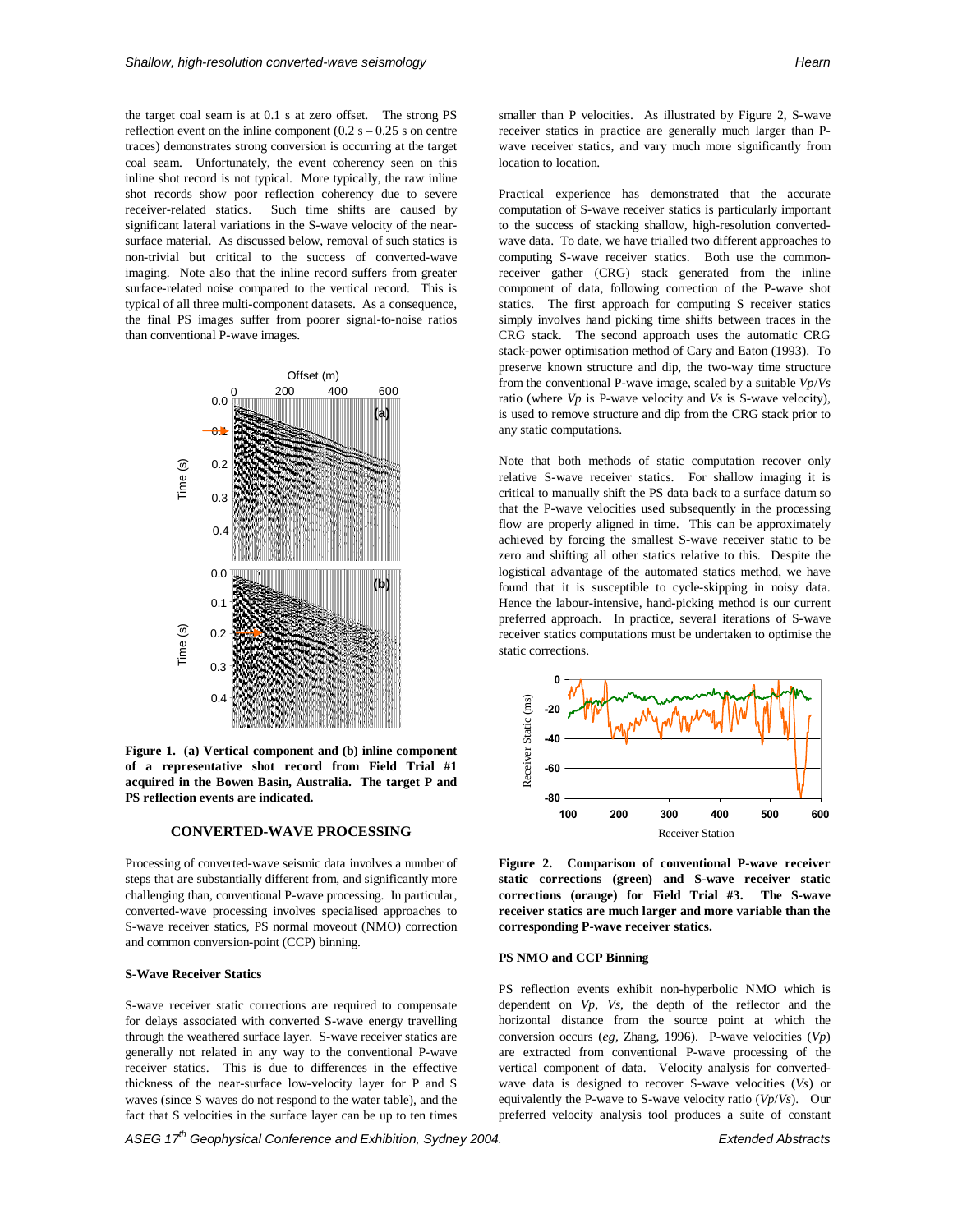the target coal seam is at 0.1 s at zero offset. The strong PS reflection event on the inline component (0.2 s – 0.25 s on centre traces) demonstrates strong conversion is occurring at the target coal seam. Unfortunately, the event coherency seen on this inline shot record is not typical. More typically, the raw inline shot records show poor reflection coherency due to severe receiver-related statics. Such time shifts are caused by significant lateral variations in the S-wave velocity of the near-surface material. As discussed below, removal of such statics is non-trivial but critical to the success of converted-wave imaging. Note also that the inline record suffers from greater surface-related noise compared to the vertical record. This is typical of all three multi-component datasets. As a consequence, the final PS images suffer from poorer signal-to-noise ratios than conventional P-wave images.

**Figure 1. (a) Vertical component and (b) inline component of a representative shot record from Field Trial #1 acquired in the Bowen Basin, Australia. The target P and PS reflection events are indicated.**

## CONVERTED-WAVE PROCESSING

Processing of converted-wave seismic data involves a number of steps that are substantially different from, and significantly more challenging than, conventional P-wave processing. In particular, converted-wave processing involves specialised approaches to S-wave receiver statics, PS normal moveout (NMO) correction and common conversion-point (CCP) binning.

### S-Wave Receiver Statics

S-wave receiver static corrections are required to compensate for delays associated with converted S-wave energy travelling through the weathered surface layer. S-wave receiver statics are generally not related in any way to the conventional P-wave receiver statics. This is due to differences in the effective thickness of the near-surface low-velocity layer for P and S waves (since S waves do not respond to the water table), and the fact that S velocities in the surface layer can be up to ten times smaller than P velocities. As illustrated by Figure 2, S-wave receiver statics in practice are generally much larger than P-wave receiver statics, and vary much more significantly from location to location.

Practical experience has demonstrated that the accurate computation of S-wave receiver statics is particularly important to the success of stacking shallow, high-resolution converted-wave data. To date, we have trialled two different approaches to computing S-wave receiver statics. Both use the common-receiver gather (CRG) stack generated from the inline component of data, following correction of the P-wave shot statics. The first approach for computing S receiver statics simply involves hand picking time shifts between traces in the CRG stack. The second approach uses the automatic CRG stack-power optimisation method of Cary and Eaton (1993). To preserve known structure and dip, the two-way time structure from the conventional P-wave image, scaled by a suitable $Vp/Vs$ ratio (where $Vp$ is P-wave velocity and $Vs$ is S-wave velocity), is used to remove structure and dip from the CRG stack prior to any static computations.

Note that both methods of static computation recover only relative S-wave receiver statics. For shallow imaging it is critical to manually shift the PS data back to a surface datum so that the P-wave velocities used subsequently in the processing flow are properly aligned in time. This can be approximately achieved by forcing the smallest S-wave receiver static to be zero and shifting all other statics relative to this. Despite the logistical advantage of the automated statics method, we have found that it is susceptible to cycle-skipping in noisy data. Hence the labour-intensive, hand-picking method is our current preferred approach. In practice, several iterations of S-wave receiver statics computations must be undertaken to optimise the static corrections.

**Figure 2. Comparison of conventional P-wave receiver static corrections (green) and S-wave receiver static corrections (orange) for Field Trial #3. The S-wave receiver statics are much larger and more variable than the corresponding P-wave receiver statics.**

### PS NMO and CCP Binning

PS reflection events exhibit non-hyperbolic NMO which is dependent on $Vp$, $Vs$, the depth of the reflector and the horizontal distance from the source point at which the conversion occurs (*eg*, Zhang, 1996). P-wave velocities ($Vp$) are extracted from conventional P-wave processing of the vertical component of data. Velocity analysis for converted-wave data is designed to recover S-wave velocities ($Vs$) or equivalently the P-wave to S-wave velocity ratio ($Vp/Vs$). Our preferred velocity analysis tool produces a suite of constant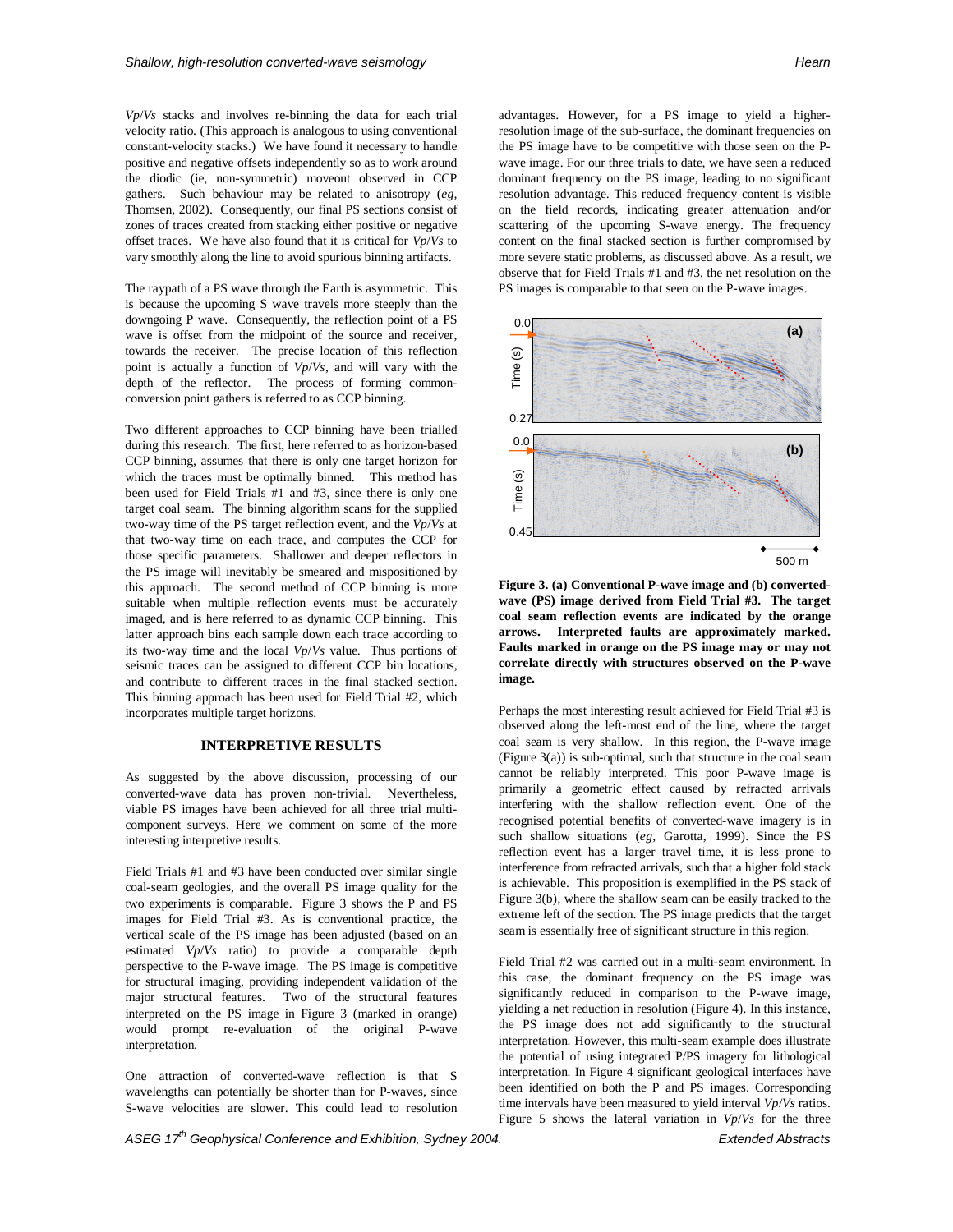*Vp*/*Vs* stacks and involves re-binning the data for each trial velocity ratio. (This approach is analogous to using conventional constant-velocity stacks.) We have found it necessary to handle positive and negative offsets independently so as to work around the diodic (ie, non-symmetric) moveout observed in CCP gathers. Such behaviour may be related to anisotropy (*eg*, Thomsen, 2002). Consequently, our final PS sections consist of zones of traces created from stacking either positive or negative offset traces. We have also found that it is critical for *Vp*/*Vs* to vary smoothly along the line to avoid spurious binning artifacts.

The raypath of a PS wave through the Earth is asymmetric. This is because the upcoming S wave travels more steeply than the downgoing P wave. Consequently, the reflection point of a PS wave is offset from the midpoint of the source and receiver, towards the receiver. The precise location of this reflection point is actually a function of *Vp*/*Vs*, and will vary with the depth of the reflector. The process of forming common-conversion point gathers is referred to as CCP binning.

Two different approaches to CCP binning have been trialled during this research. The first, here referred to as horizon-based CCP binning, assumes that there is only one target horizon for which the traces must be optimally binned. This method has been used for Field Trials #1 and #3, since there is only one target coal seam. The binning algorithm scans for the supplied two-way time of the PS target reflection event, and the *Vp*/*Vs* at that two-way time on each trace, and computes the CCP for those specific parameters. Shallower and deeper reflectors in the PS image will inevitably be smeared and mispositioned by this approach. The second method of CCP binning is more suitable when multiple reflection events must be accurately imaged, and is here referred to as dynamic CCP binning. This latter approach bins each sample down each trace according to its two-way time and the local *Vp*/*Vs* value. Thus portions of seismic traces can be assigned to different CCP bin locations, and contribute to different traces in the final stacked section. This binning approach has been used for Field Trial #2, which incorporates multiple target horizons.

## INTERPRETIVE RESULTS

As suggested by the above discussion, processing of our converted-wave data has proven non-trivial. Nevertheless, viable PS images have been achieved for all three trial multi-component surveys. Here we comment on some of the more interesting interpretive results.

Field Trials #1 and #3 have been conducted over similar single coal-seam geologies, and the overall PS image quality for the two experiments is comparable. Figure 3 shows the P and PS images for Field Trial #3. As is conventional practice, the vertical scale of the PS image has been adjusted (based on an estimated *Vp*/*Vs* ratio) to provide a comparable depth perspective to the P-wave image. The PS image is competitive for structural imaging, providing independent validation of the major structural features. Two of the structural features interpreted on the PS image in Figure 3 (marked in orange) would prompt re-evaluation of the original P-wave interpretation.

One attraction of converted-wave reflection is that S wavelengths can potentially be shorter than for P-waves, since S-wave velocities are slower. This could lead to resolution advantages. However, for a PS image to yield a higher-resolution image of the sub-surface, the dominant frequencies on the PS image have to be competitive with those seen on the P-wave image. For our three trials to date, we have seen a reduced dominant frequency on the PS image, leading to no significant resolution advantage. This reduced frequency content is visible on the field records, indicating greater attenuation and/or scattering of the upcoming S-wave energy. The frequency content on the final stacked section is further compromised by more severe static problems, as discussed above. As a result, we observe that for Field Trials #1 and #3, the net resolution on the PS images is comparable to that seen on the P-wave images.

**Figure 3. (a) Conventional P-wave image and (b) converted-wave (PS) image derived from Field Trial #3. The target coal seam reflection events are indicated by the orange arrows. Interpreted faults are approximately marked. Faults marked in orange on the PS image may or may not correlate directly with structures observed on the P-wave image.**

Perhaps the most interesting result achieved for Field Trial #3 is observed along the left-most end of the line, where the target coal seam is very shallow. In this region, the P-wave image (Figure 3(a)) is sub-optimal, such that structure in the coal seam cannot be reliably interpreted. This poor P-wave image is primarily a geometric effect caused by refracted arrivals interfering with the shallow reflection event. One of the recognised potential benefits of converted-wave imagery is in such shallow situations (*eg*, Garotta, 1999). Since the PS reflection event has a larger travel time, it is less prone to interference from refracted arrivals, such that a higher fold stack is achievable. This proposition is exemplified in the PS stack of Figure 3(b), where the shallow seam can be easily tracked to the extreme left of the section. The PS image predicts that the target seam is essentially free of significant structure in this region.

Field Trial #2 was carried out in a multi-seam environment. In this case, the dominant frequency on the PS image was significantly reduced in comparison to the P-wave image, yielding a net reduction in resolution (Figure 4). In this instance, the PS image does not add significantly to the structural interpretation. However, this multi-seam example does illustrate the potential of using integrated P/PS imagery for lithological interpretation. In Figure 4 significant geological interfaces have been identified on both the P and PS images. Corresponding time intervals have been measured to yield interval *Vp*/*Vs* ratios. Figure 5 shows the lateral variation in *Vp*/*Vs* for the three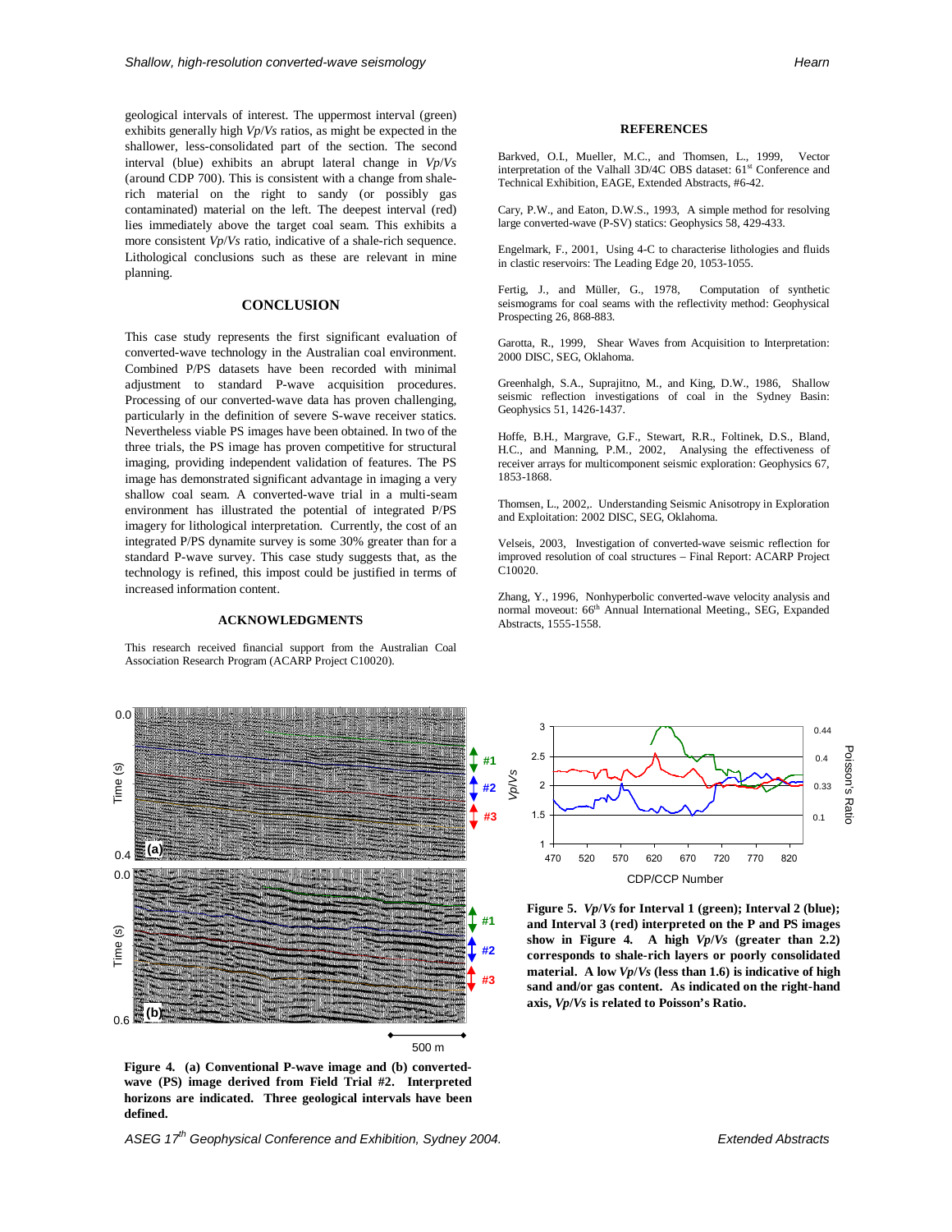geological intervals of interest. The uppermost interval (green) exhibits generally high *Vp*/*Vs* ratios, as might be expected in the shallower, less-consolidated part of the section. The second interval (blue) exhibits an abrupt lateral change in *Vp*/*Vs* (around CDP 700). This is consistent with a change from shale-rich material on the right to sandy (or possibly gas contaminated) material on the left. The deepest interval (red) lies immediately above the target coal seam. This exhibits a more consistent *Vp*/*Vs* ratio, indicative of a shale-rich sequence. Lithological conclusions such as these are relevant in mine planning.

## CONCLUSION

This case study represents the first significant evaluation of converted-wave technology in the Australian coal environment. Combined P/PS datasets have been recorded with minimal adjustment to standard P-wave acquisition procedures. Processing of our converted-wave data has proven challenging, particularly in the definition of severe S-wave receiver statics. Nevertheless viable PS images have been obtained. In two of the three trials, the PS image has proven competitive for structural imaging, providing independent validation of features. The PS image has demonstrated significant advantage in imaging a very shallow coal seam. A converted-wave trial in a multi-seam environment has illustrated the potential of integrated P/PS imagery for lithological interpretation. Currently, the cost of an integrated P/PS dynamite survey is some 30% greater than for a standard P-wave survey. This case study suggests that, as the technology is refined, this impost could be justified in terms of increased information content.

## ACKNOWLEDGMENTS

This research received financial support from the Australian Coal Association Research Program (ACARP Project C10020).

0.0
Time (s)
0.4
(a)
0.0
Time (s)
0.6
(b)
#1
#2
#3
#1
#2
#3
500 m

**Figure 4. (a) Conventional P-wave image and (b) converted-wave (PS) image derived from Field Trial #2. Interpreted horizons are indicated. Three geological intervals have been defined.**

## REFERENCES

Barkved, O.I., Mueller, M.C., and Thomsen, L., 1999, Vector interpretation of the Valhall 3D/4C OBS dataset: 61[st] Conference and Technical Exhibition, EAGE, Extended Abstracts, #6-42.

Cary, P.W., and Eaton, D.W.S., 1993, A simple method for resolving large converted-wave (P-SV) statics: Geophysics 58, 429-433.

Engelmark, F., 2001, Using 4-C to characterise lithologies and fluids in clastic reservoirs: The Leading Edge 20, 1053-1055.

Fertig, J., and Müller, G., 1978, Computation of synthetic seismograms for coal seams with the reflectivity method: Geophysical Prospecting 26, 868-883.

Garotta, R., 1999, Shear Waves from Acquisition to Interpretation: 2000 DISC, SEG, Oklahoma.

Greenhalgh, S.A., Suprajitno, M., and King, D.W., 1986, Shallow seismic reflection investigations of coal in the Sydney Basin: Geophysics 51, 1426-1437.

Hoffe, B.H., Margrave, G.F., Stewart, R.R., Foltinek, D.S., Bland, H.C., and Manning, P.M., 2002, Analysing the effectiveness of receiver arrays for multicomponent seismic exploration: Geophysics 67, 1853-1868.

Thomsen, L., 2002,. Understanding Seismic Anisotropy in Exploration and Exploitation: 2002 DISC, SEG, Oklahoma.

Velseis, 2003, Investigation of converted-wave seismic reflection for improved resolution of coal structures – Final Report: ACARP Project C10020.

Zhang, Y., 1996, Nonhyperbolic converted-wave velocity analysis and normal moveout: 66[th] Annual International Meeting., SEG, Expanded Abstracts, 1555-1558.

Vp/Vs
3
2.5
2
1.5
1
470 520 570 620 670 720 770 820
CDP/CCP Number
Poisson's Ratio
0.44
0.4
0.33
0.1

**Figure 5. *Vp*/*Vs* for Interval 1 (green); Interval 2 (blue); and Interval 3 (red) interpreted on the P and PS images show in Figure 4. A high *Vp*/*Vs* (greater than 2.2) corresponds to shale-rich layers or poorly consolidated material. A low *Vp*/*Vs* (less than 1.6) is indicative of high sand and/or gas content. As indicated on the right-hand axis, *Vp*/*Vs* is related to Poisson's Ratio.**